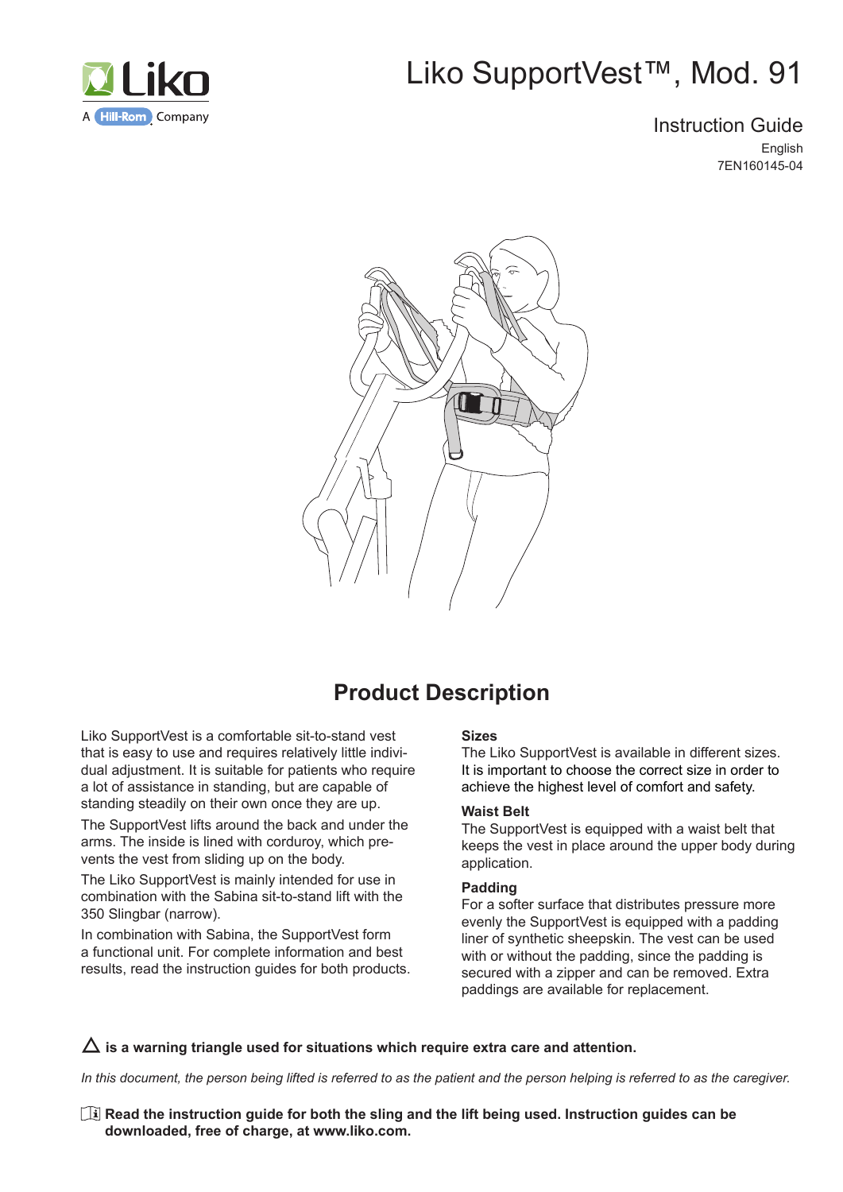Liko

A Hill-Rom Company

# Liko SupportVest™, Mod. 91

Instruction Guide

English

7EN160145-04

## Product Description

Liko SupportVest is a comfortable sit-to-stand vest that is easy to use and requires relatively little individual adjustment. It is suitable for patients who require a lot of assistance in standing, but are capable of standing steadily on their own once they are up.

The SupportVest lifts around the back and under the arms. The inside is lined with corduroy, which prevents the vest from sliding up on the body.

The Liko SupportVest is mainly intended for use in combination with the Sabina sit-to-stand lift with the 350 Slingbar (narrow).

In combination with Sabina, the SupportVest form a functional unit. For complete information and best results, read the instruction guides for both products.

**Sizes**

The Liko SupportVest is available in different sizes. It is important to choose the correct size in order to achieve the highest level of comfort and safety.

**Waist Belt**

The SupportVest is equipped with a waist belt that keeps the vest in place around the upper body during application.

**Padding**

For a softer surface that distributes pressure more evenly the SupportVest is equipped with a padding liner of synthetic sheepskin. The vest can be used with or without the padding, since the padding is secured with a zipper and can be removed. Extra paddings are available for replacement.

**△ is a warning triangle used for situations which require extra care and attention.**

*In this document, the person being lifted is referred to as the patient and the person helping is referred to as the caregiver.*

**Read the instruction guide for both the sling and the lift being used. Instruction guides can be downloaded, free of charge, at www.liko.com.**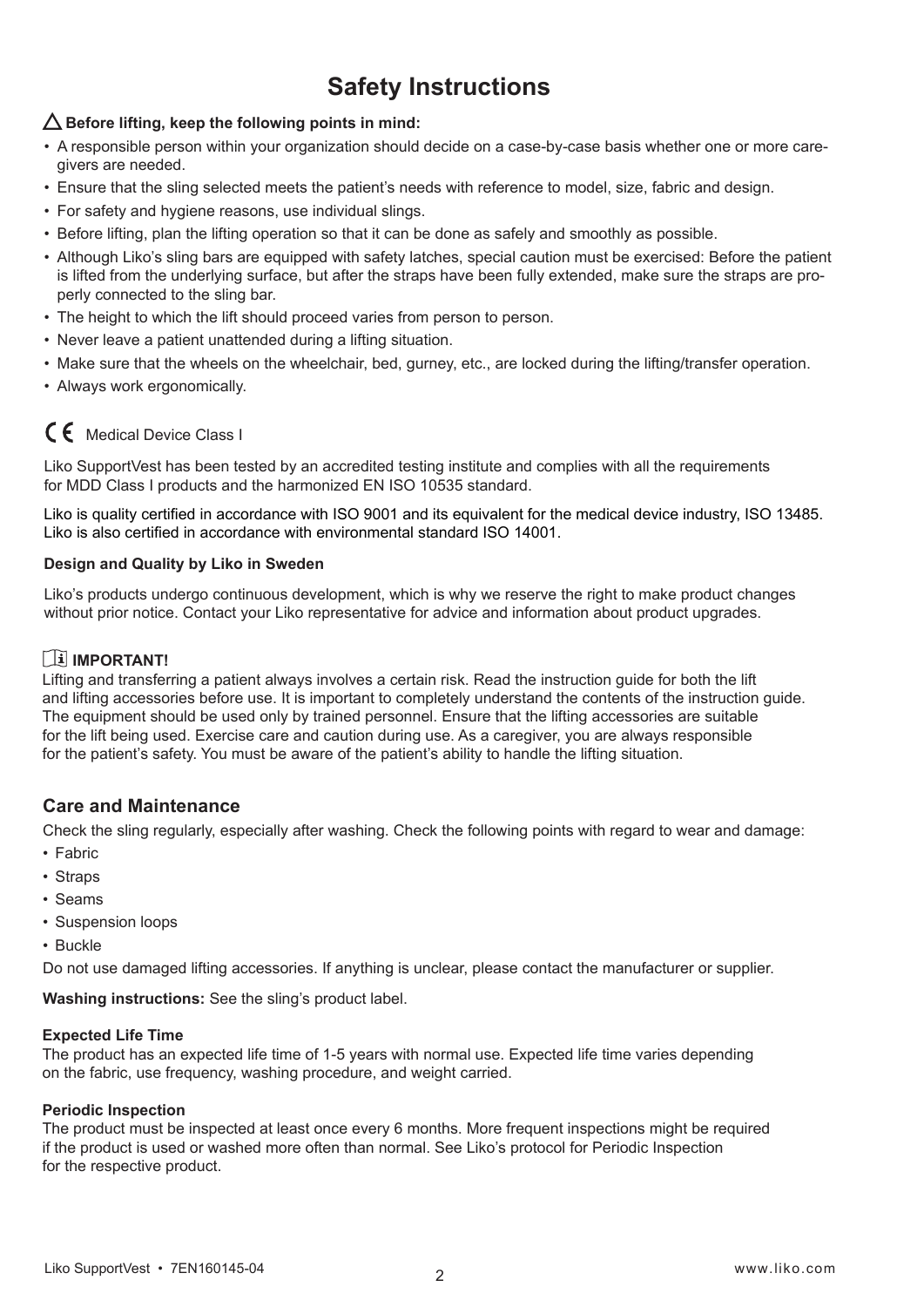# Safety Instructions

⚠ **Before lifting, keep the following points in mind:**

- A responsible person within your organization should decide on a case-by-case basis whether one or more caregivers are needed.
- Ensure that the sling selected meets the patient's needs with reference to model, size, fabric and design.
- For safety and hygiene reasons, use individual slings.
- Before lifting, plan the lifting operation so that it can be done as safely and smoothly as possible.
- Although Liko's sling bars are equipped with safety latches, special caution must be exercised: Before the patient is lifted from the underlying surface, but after the straps have been fully extended, make sure the straps are properly connected to the sling bar.
- The height to which the lift should proceed varies from person to person.
- Never leave a patient unattended during a lifting situation.
- Make sure that the wheels on the wheelchair, bed, gurney, etc., are locked during the lifting/transfer operation.
- Always work ergonomically.

CE Medical Device Class I

Liko SupportVest has been tested by an accredited testing institute and complies with all the requirements for MDD Class I products and the harmonized EN ISO 10535 standard.

Liko is quality certified in accordance with ISO 9001 and its equivalent for the medical device industry, ISO 13485. Liko is also certified in accordance with environmental standard ISO 14001.

**Design and Quality by Liko in Sweden**

Liko's products undergo continuous development, which is why we reserve the right to make product changes without prior notice. Contact your Liko representative for advice and information about product upgrades.

**IMPORTANT!**

Lifting and transferring a patient always involves a certain risk. Read the instruction guide for both the lift and lifting accessories before use. It is important to completely understand the contents of the instruction guide. The equipment should be used only by trained personnel. Ensure that the lifting accessories are suitable for the lift being used. Exercise care and caution during use. As a caregiver, you are always responsible for the patient's safety. You must be aware of the patient's ability to handle the lifting situation.

## Care and Maintenance

Check the sling regularly, especially after washing. Check the following points with regard to wear and damage:

- Fabric
- Straps
- Seams
- Suspension loops
- Buckle

Do not use damaged lifting accessories. If anything is unclear, please contact the manufacturer or supplier.

**Washing instructions:** See the sling's product label.

**Expected Life Time**

The product has an expected life time of 1-5 years with normal use. Expected life time varies depending on the fabric, use frequency, washing procedure, and weight carried.

**Periodic Inspection**

The product must be inspected at least once every 6 months. More frequent inspections might be required if the product is used or washed more often than normal. See Liko's protocol for Periodic Inspection for the respective product.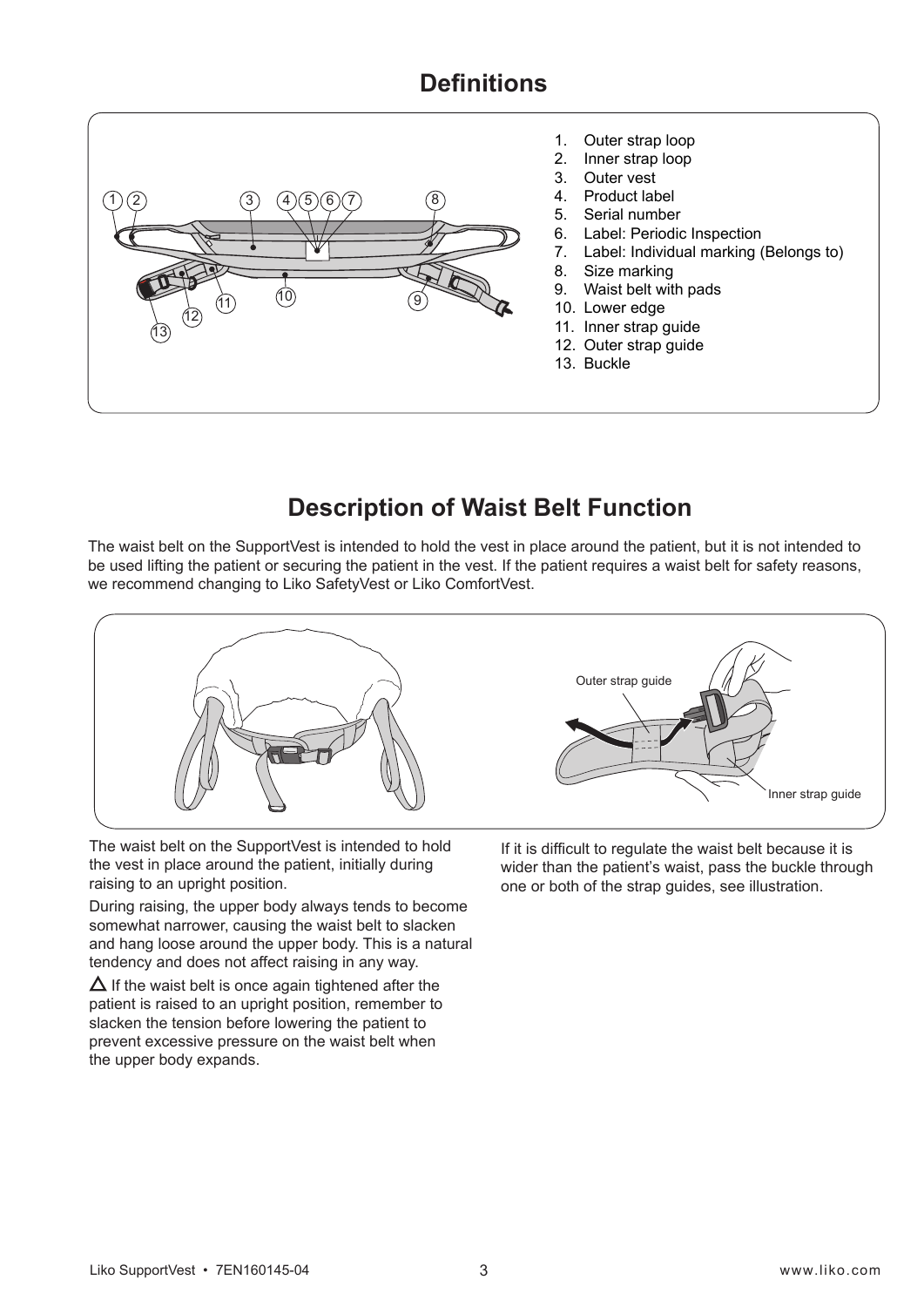## Definitions

1. Outer strap loop
2. Inner strap loop
3. Outer vest
4. Product label
5. Serial number
6. Label: Periodic Inspection
7. Label: Individual marking (Belongs to)
8. Size marking
9. Waist belt with pads
10. Lower edge
11. Inner strap guide
12. Outer strap guide
13. Buckle

## Description of Waist Belt Function

The waist belt on the SupportVest is intended to hold the vest in place around the patient, but it is not intended to be used lifting the patient or securing the patient in the vest. If the patient requires a waist belt for safety reasons, we recommend changing to Liko SafetyVest or Liko ComfortVest.

Outer strap guide

Inner strap guide

The waist belt on the SupportVest is intended to hold the vest in place around the patient, initially during raising to an upright position.

During raising, the upper body always tends to become somewhat narrower, causing the waist belt to slacken and hang loose around the upper body. This is a natural tendency and does not affect raising in any way.

△ If the waist belt is once again tightened after the patient is raised to an upright position, remember to slacken the tension before lowering the patient to prevent excessive pressure on the waist belt when the upper body expands.

If it is difficult to regulate the waist belt because it is wider than the patient's waist, pass the buckle through one or both of the strap guides, see illustration.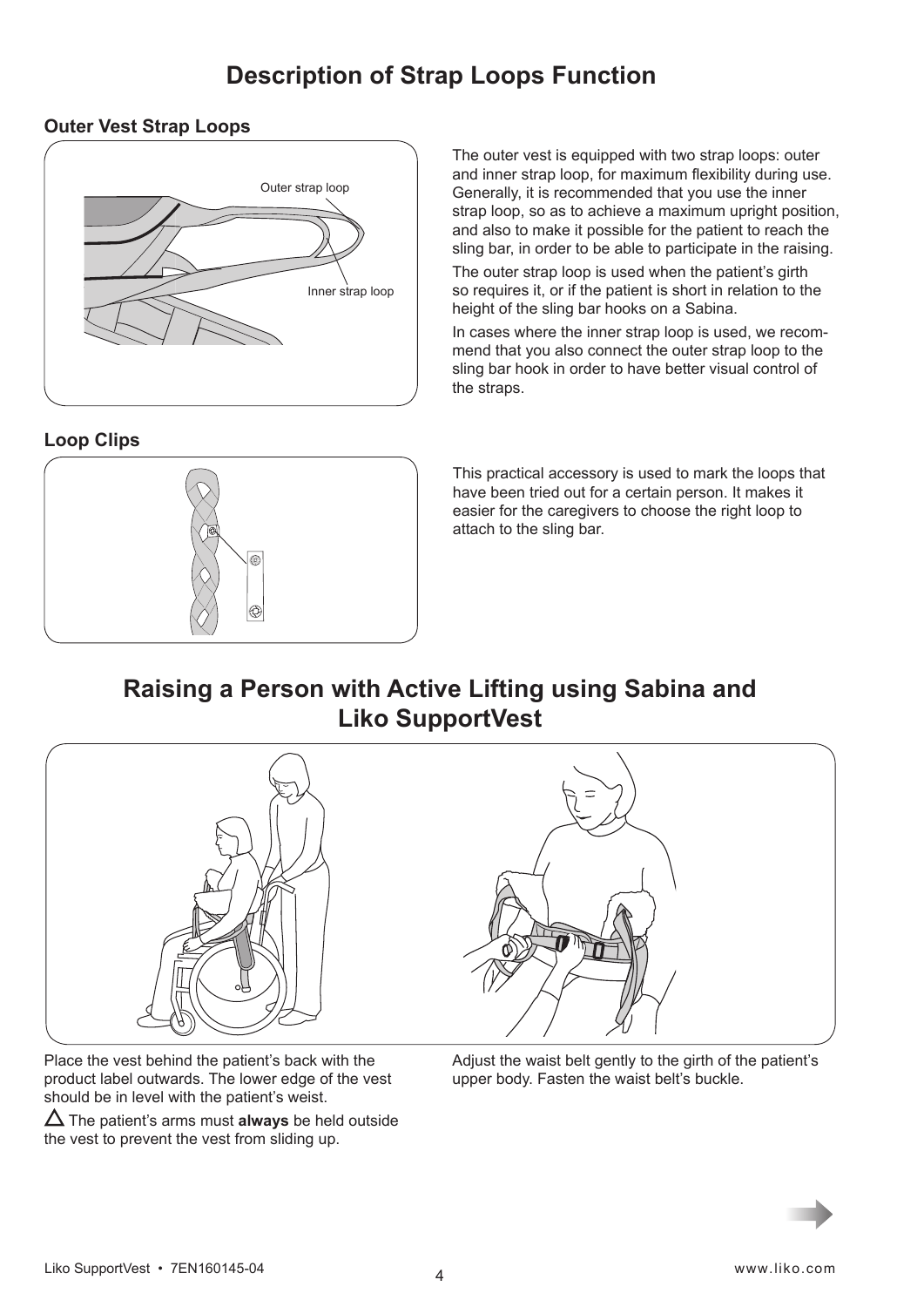# Description of Strap Loops Function

### Outer Vest Strap Loops

Outer strap loop

Inner strap loop

The outer vest is equipped with two strap loops: outer and inner strap loop, for maximum flexibility during use. Generally, it is recommended that you use the inner strap loop, so as to achieve a maximum upright position, and also to make it possible for the patient to reach the sling bar, in order to be able to participate in the raising.

The outer strap loop is used when the patient's girth so requires it, or if the patient is short in relation to the height of the sling bar hooks on a Sabina.

In cases where the inner strap loop is used, we recommend that you also connect the outer strap loop to the sling bar hook in order to have better visual control of the straps.

### Loop Clips

This practical accessory is used to mark the loops that have been tried out for a certain person. It makes it easier for the caregivers to choose the right loop to attach to the sling bar.

# Raising a Person with Active Lifting using Sabina and Liko SupportVest

Place the vest behind the patient's back with the product label outwards. The lower edge of the vest should be in level with the patient's weist.

⚠ The patient's arms must **always** be held outside the vest to prevent the vest from sliding up.

Adjust the waist belt gently to the girth of the patient's upper body. Fasten the waist belt's buckle.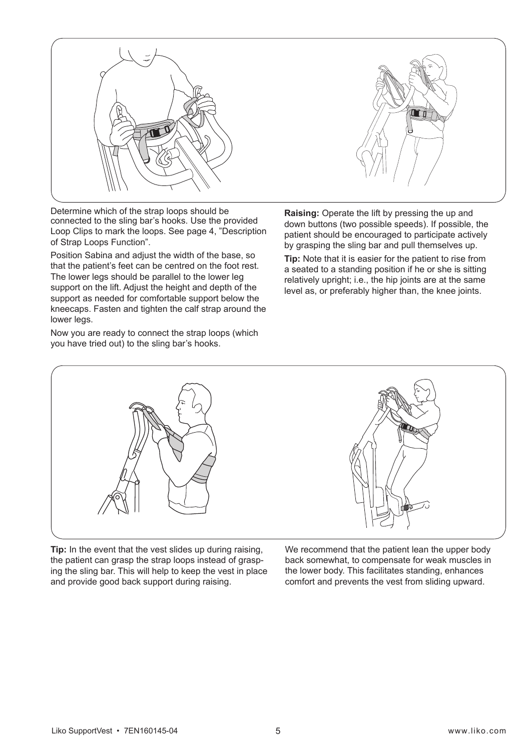Determine which of the strap loops should be connected to the sling bar's hooks. Use the provided Loop Clips to mark the loops. See page 4, "Description of Strap Loops Function".

Position Sabina and adjust the width of the base, so that the patient's feet can be centred on the foot rest. The lower legs should be parallel to the lower leg support on the lift. Adjust the height and depth of the support as needed for comfortable support below the kneecaps. Fasten and tighten the calf strap around the lower legs.

Now you are ready to connect the strap loops (which you have tried out) to the sling bar's hooks.

**Raising:** Operate the lift by pressing the up and down buttons (two possible speeds). If possible, the patient should be encouraged to participate actively by grasping the sling bar and pull themselves up.

**Tip:** Note that it is easier for the patient to rise from a seated to a standing position if he or she is sitting relatively upright; i.e., the hip joints are at the same level as, or preferably higher than, the knee joints.

**Tip:** In the event that the vest slides up during raising, the patient can grasp the strap loops instead of grasping the sling bar. This will help to keep the vest in place and provide good back support during raising.

We recommend that the patient lean the upper body back somewhat, to compensate for weak muscles in the lower body. This facilitates standing, enhances comfort and prevents the vest from sliding upward.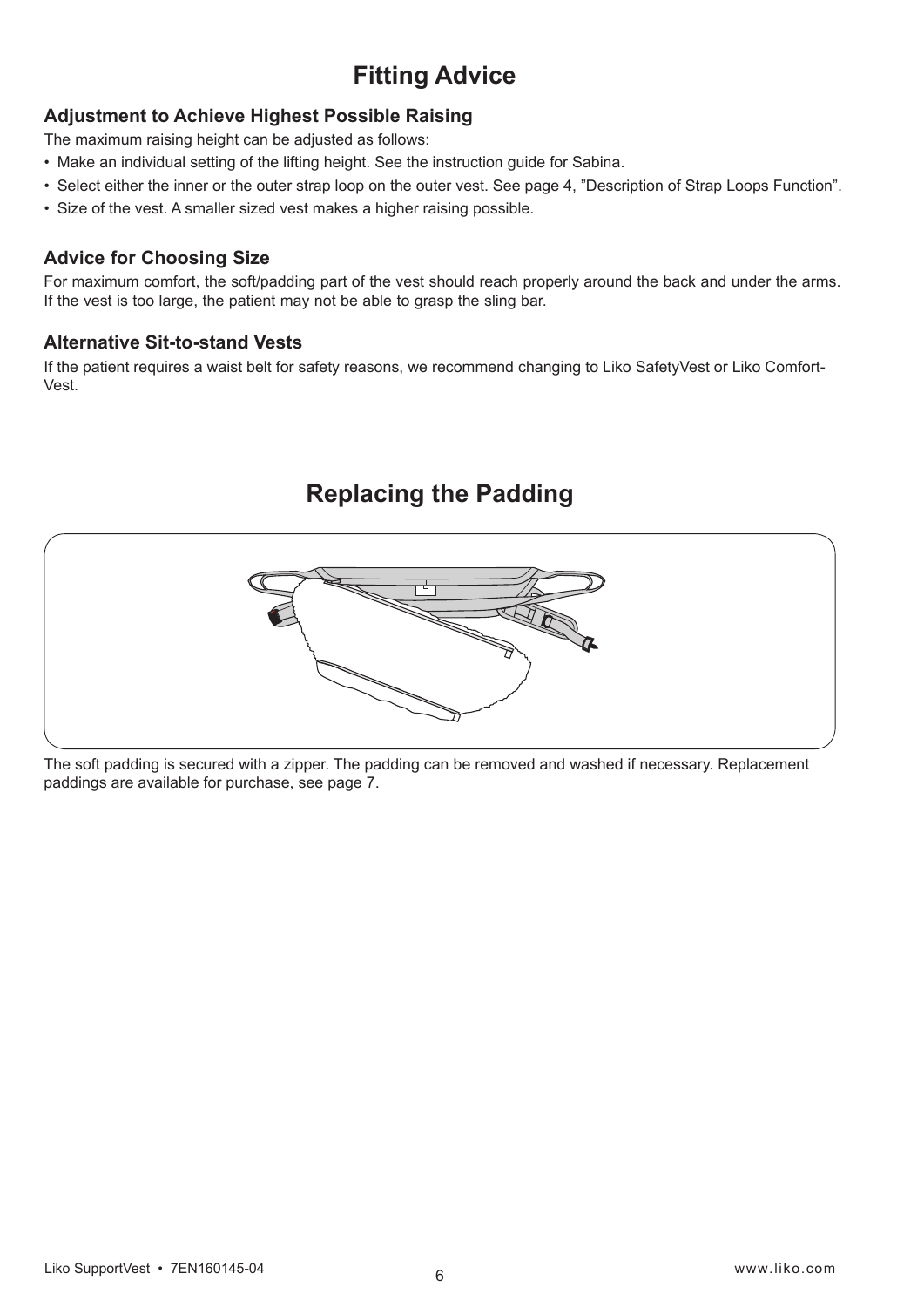# Fitting Advice

### Adjustment to Achieve Highest Possible Raising

The maximum raising height can be adjusted as follows:

- Make an individual setting of the lifting height. See the instruction guide for Sabina.
- Select either the inner or the outer strap loop on the outer vest. See page 4, ”Description of Strap Loops Function”.
- Size of the vest. A smaller sized vest makes a higher raising possible.

### Advice for Choosing Size

For maximum comfort, the soft/padding part of the vest should reach properly around the back and under the arms. If the vest is too large, the patient may not be able to grasp the sling bar.

### Alternative Sit-to-stand Vests

If the patient requires a waist belt for safety reasons, we recommend changing to Liko SafetyVest or Liko Comfort-Vest.

# Replacing the Padding

The soft padding is secured with a zipper. The padding can be removed and washed if necessary. Replacement paddings are available for purchase, see page 7.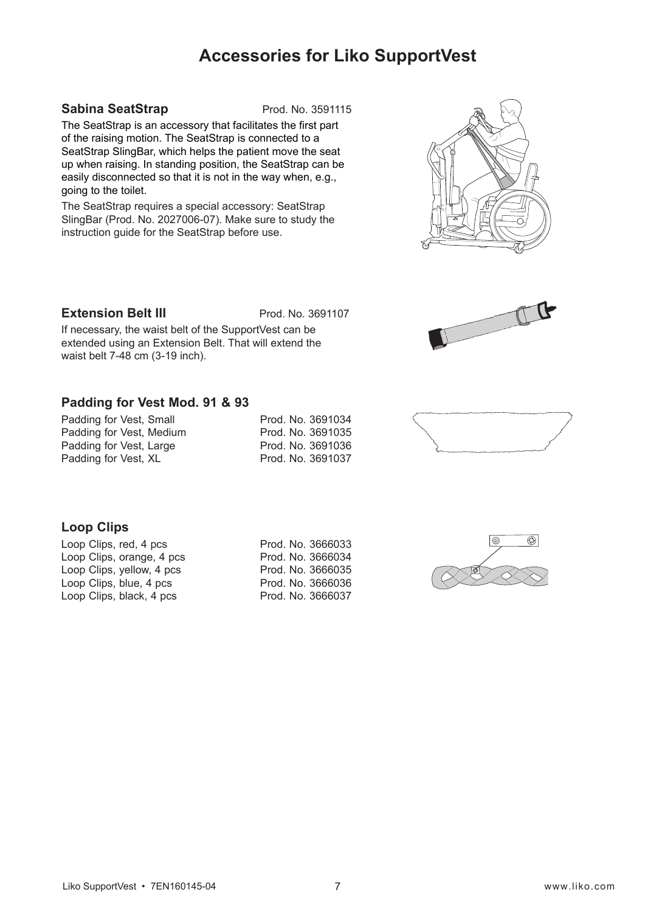# Accessories for Liko SupportVest

## Sabina SeatStrap

Prod. No. 3591115

The SeatStrap is an accessory that facilitates the first part of the raising motion. The SeatStrap is connected to a SeatStrap SlingBar, which helps the patient move the seat up when raising. In standing position, the SeatStrap can be easily disconnected so that it is not in the way when, e.g., going to the toilet.

The SeatStrap requires a special accessory: SeatStrap SlingBar (Prod. No. 2027006-07). Make sure to study the instruction guide for the SeatStrap before use.

## Extension Belt III

Prod. No. 3691107

If necessary, the waist belt of the SupportVest can be extended using an Extension Belt. That will extend the waist belt 7-48 cm (3-19 inch).

## Padding for Vest Mod. 91 & 93

| | |
|---|---|
| Padding for Vest, Small | Prod. No. 3691034 |
| Padding for Vest, Medium | Prod. No. 3691035 |
| Padding for Vest, Large | Prod. No. 3691036 |
| Padding for Vest, XL | Prod. No. 3691037 |

## Loop Clips

| | |
|---|---|
| Loop Clips, red, 4 pcs | Prod. No. 3666033 |
| Loop Clips, orange, 4 pcs | Prod. No. 3666034 |
| Loop Clips, yellow, 4 pcs | Prod. No. 3666035 |
| Loop Clips, blue, 4 pcs | Prod. No. 3666036 |
| Loop Clips, black, 4 pcs | Prod. No. 3666037 |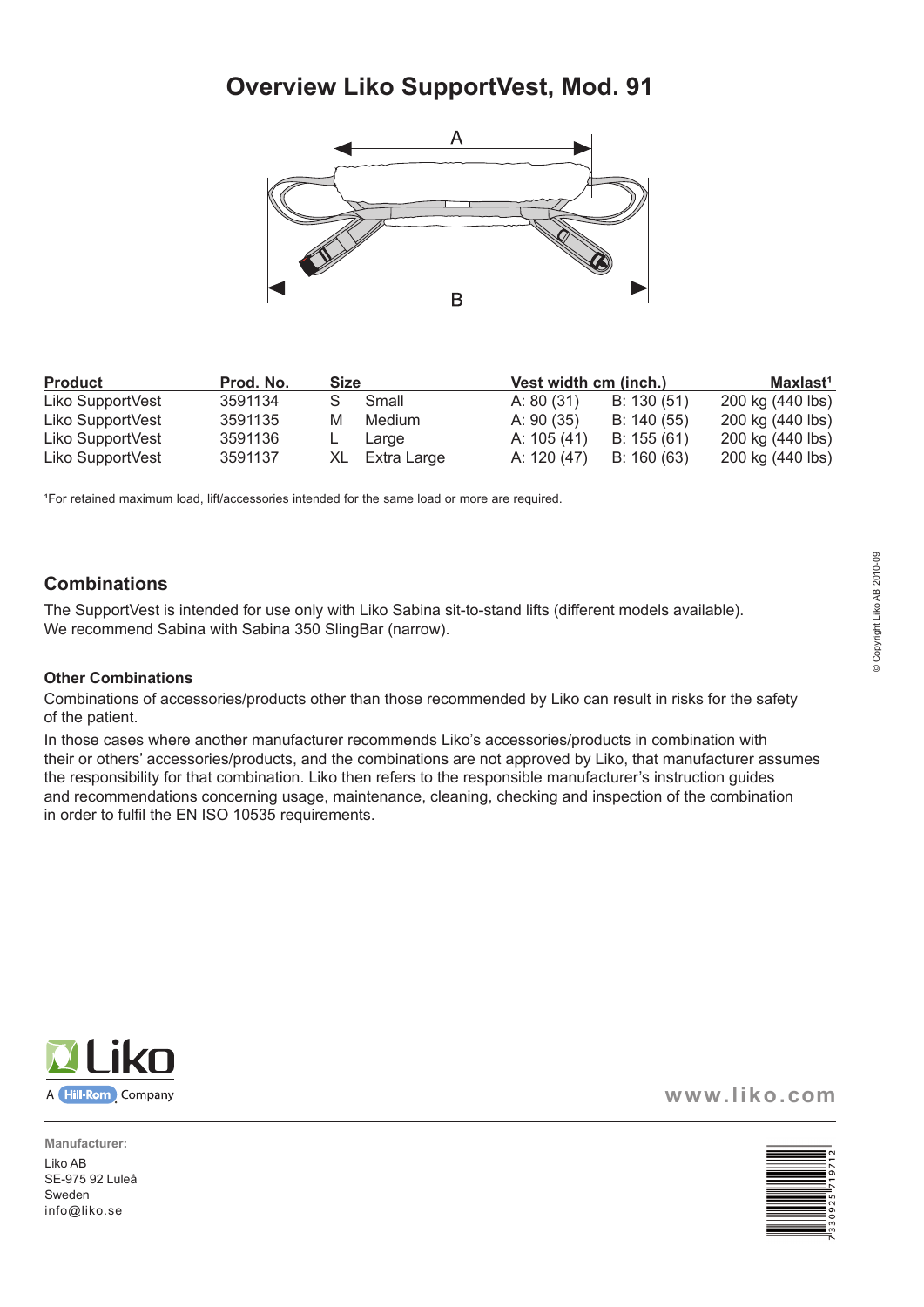# Overview Liko SupportVest, Mod. 91

A

B

| Product | Prod. No. | Size | | Vest width cm (inch.) | | Maxlast[1] |
|---|---|---|---|---|---|---|
| Liko SupportVest | 3591134 | S | Small | A: 80 (31) | B: 130 (51) | 200 kg (440 lbs) |
| Liko SupportVest | 3591135 | M | Medium | A: 90 (35) | B: 140 (55) | 200 kg (440 lbs) |
| Liko SupportVest | 3591136 | L | Large | A: 105 (41) | B: 155 (61) | 200 kg (440 lbs) |
| Liko SupportVest | 3591137 | XL | Extra Large | A: 120 (47) | B: 160 (63) | 200 kg (440 lbs) |

[1]For retained maximum load, lift/accessories intended for the same load or more are required.

## Combinations

The SupportVest is intended for use only with Liko Sabina sit-to-stand lifts (different models available). We recommend Sabina with Sabina 350 SlingBar (narrow).

### Other Combinations

Combinations of accessories/products other than those recommended by Liko can result in risks for the safety of the patient.

In those cases where another manufacturer recommends Liko's accessories/products in combination with their or others' accessories/products, and the combinations are not approved by Liko, that manufacturer assumes the responsibility for that combination. Liko then refers to the responsible manufacturer's instruction guides and recommendations concerning usage, maintenance, cleaning, checking and inspection of the combination in order to fulfil the EN ISO 10535 requirements.

© Copyright Liko AB 2010-09

Liko

A Hill-Rom Company

www.liko.com

**Manufacturer:**

Liko AB
SE-975 92 Luleå
Sweden
info@liko.se

7330925719712